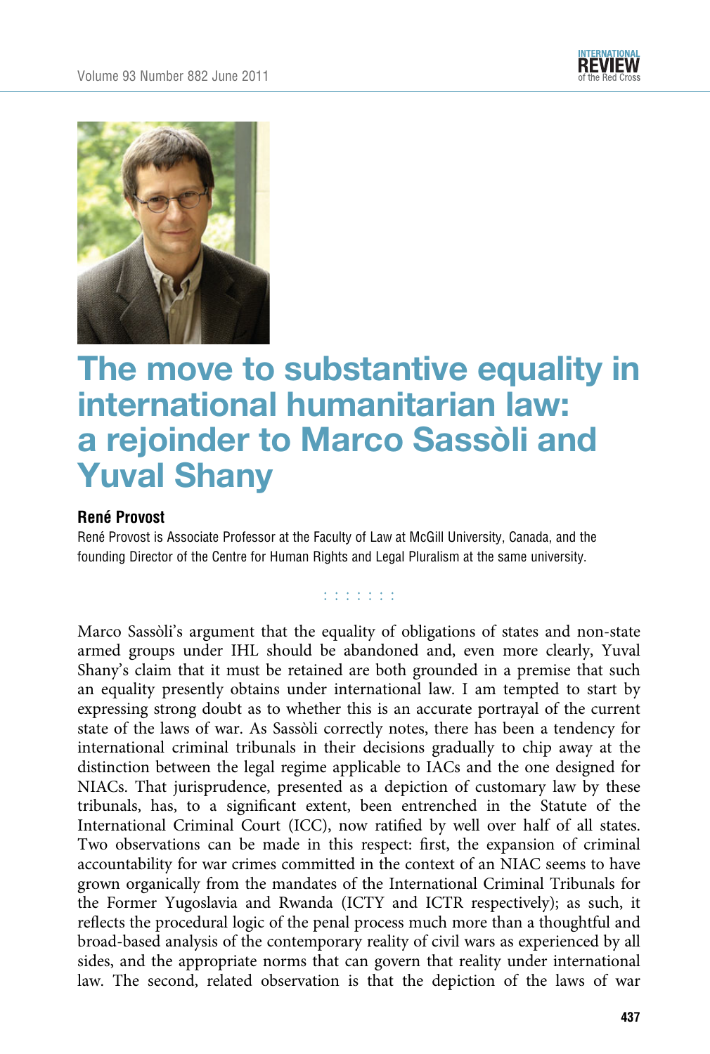# The move to substantive equality in international humanitarian law: a rejoinder to Marco Sassòli and Yuval Shany

**René Provost**

René Provost is Associate Professor at the Faculty of Law at McGill University, Canada, and the founding Director of the Centre for Human Rights and Legal Pluralism at the same university.

Marco Sassòli's argument that the equality of obligations of states and non-state armed groups under IHL should be abandoned and, even more clearly, Yuval Shany's claim that it must be retained are both grounded in a premise that such an equality presently obtains under international law. I am tempted to start by expressing strong doubt as to whether this is an accurate portrayal of the current state of the laws of war. As Sassòli correctly notes, there has been a tendency for international criminal tribunals in their decisions gradually to chip away at the distinction between the legal regime applicable to IACs and the one designed for NIACs. That jurisprudence, presented as a depiction of customary law by these tribunals, has, to a significant extent, been entrenched in the Statute of the International Criminal Court (ICC), now ratified by well over half of all states. Two observations can be made in this respect: first, the expansion of criminal accountability for war crimes committed in the context of an NIAC seems to have grown organically from the mandates of the International Criminal Tribunals for the Former Yugoslavia and Rwanda (ICTY and ICTR respectively); as such, it reflects the procedural logic of the penal process much more than a thoughtful and broad-based analysis of the contemporary reality of civil wars as experienced by all sides, and the appropriate norms that can govern that reality under international law. The second, related observation is that the depiction of the laws of war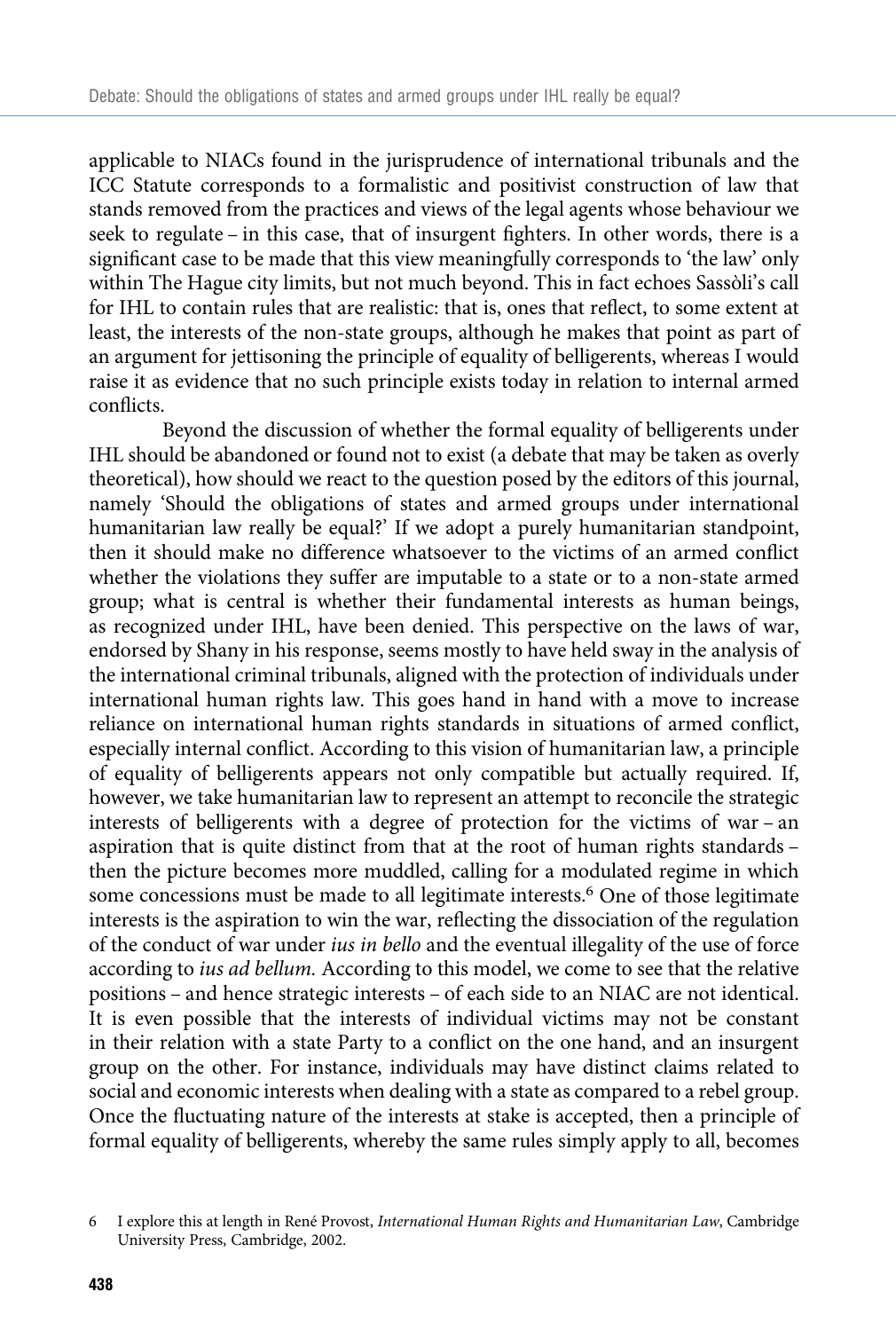applicable to NIACs found in the jurisprudence of international tribunals and the ICC Statute corresponds to a formalistic and positivist construction of law that stands removed from the practices and views of the legal agents whose behaviour we seek to regulate – in this case, that of insurgent fighters. In other words, there is a significant case to be made that this view meaningfully corresponds to 'the law' only within The Hague city limits, but not much beyond. This in fact echoes Sassòli's call for IHL to contain rules that are realistic: that is, ones that reflect, to some extent at least, the interests of the non-state groups, although he makes that point as part of an argument for jettisoning the principle of equality of belligerents, whereas I would raise it as evidence that no such principle exists today in relation to internal armed conflicts.

Beyond the discussion of whether the formal equality of belligerents under IHL should be abandoned or found not to exist (a debate that may be taken as overly theoretical), how should we react to the question posed by the editors of this journal, namely 'Should the obligations of states and armed groups under international humanitarian law really be equal?' If we adopt a purely humanitarian standpoint, then it should make no difference whatsoever to the victims of an armed conflict whether the violations they suffer are imputable to a state or to a non-state armed group; what is central is whether their fundamental interests as human beings, as recognized under IHL, have been denied. This perspective on the laws of war, endorsed by Shany in his response, seems mostly to have held sway in the analysis of the international criminal tribunals, aligned with the protection of individuals under international human rights law. This goes hand in hand with a move to increase reliance on international human rights standards in situations of armed conflict, especially internal conflict. According to this vision of humanitarian law, a principle of equality of belligerents appears not only compatible but actually required. If, however, we take humanitarian law to represent an attempt to reconcile the strategic interests of belligerents with a degree of protection for the victims of war – an aspiration that is quite distinct from that at the root of human rights standards – then the picture becomes more muddled, calling for a modulated regime in which some concessions must be made to all legitimate interests.[6] One of those legitimate interests is the aspiration to win the war, reflecting the dissociation of the regulation of the conduct of war under *ius in bello* and the eventual illegality of the use of force according to *ius ad bellum*. According to this model, we come to see that the relative positions – and hence strategic interests – of each side to an NIAC are not identical. It is even possible that the interests of individual victims may not be constant in their relation with a state Party to a conflict on the one hand, and an insurgent group on the other. For instance, individuals may have distinct claims related to social and economic interests when dealing with a state as compared to a rebel group. Once the fluctuating nature of the interests at stake is accepted, then a principle of formal equality of belligerents, whereby the same rules simply apply to all, becomes

6 I explore this at length in René Provost, *International Human Rights and Humanitarian Law*, Cambridge University Press, Cambridge, 2002.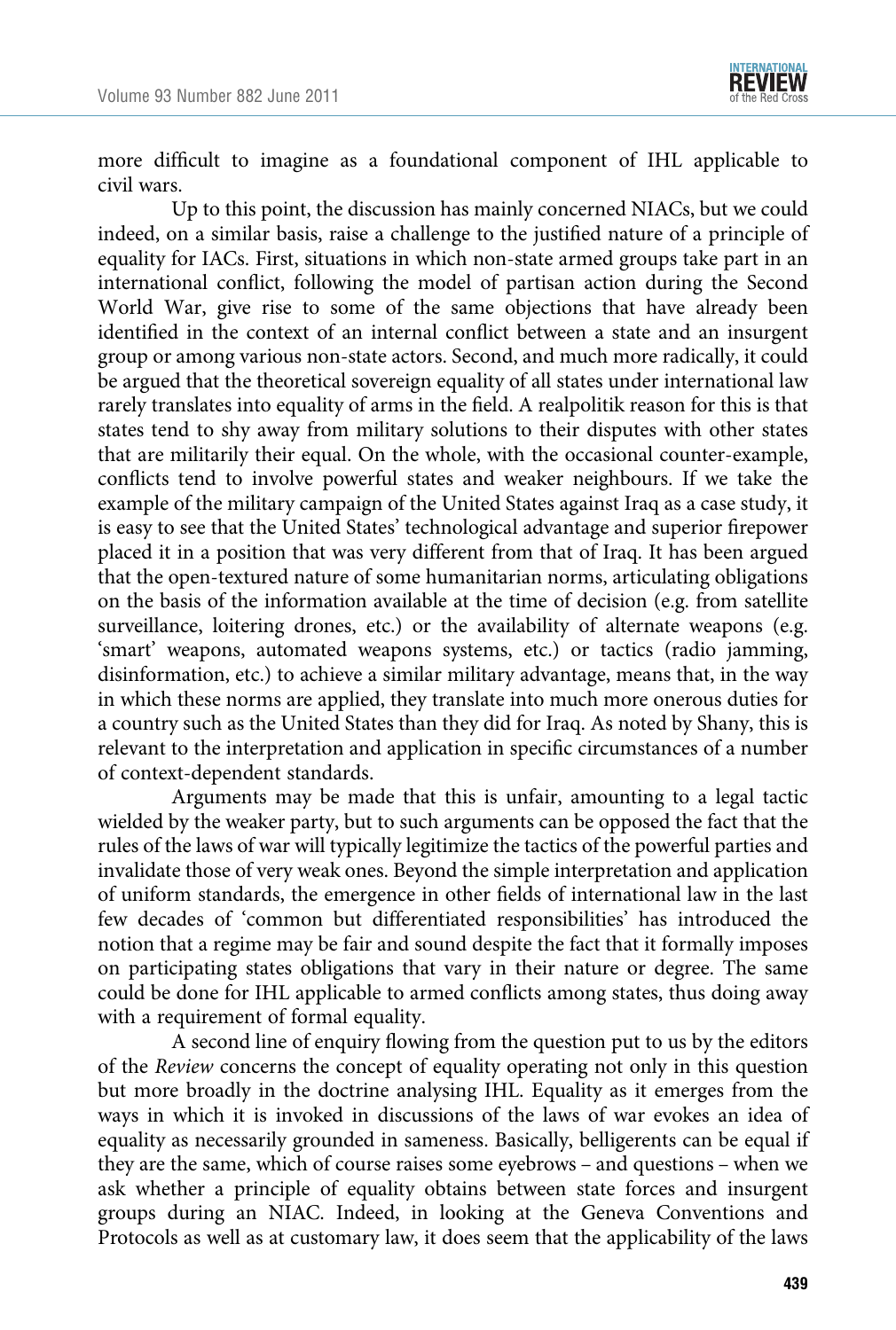more difficult to imagine as a foundational component of IHL applicable to civil wars.

Up to this point, the discussion has mainly concerned NIACs, but we could indeed, on a similar basis, raise a challenge to the justified nature of a principle of equality for IACs. First, situations in which non-state armed groups take part in an international conflict, following the model of partisan action during the Second World War, give rise to some of the same objections that have already been identified in the context of an internal conflict between a state and an insurgent group or among various non-state actors. Second, and much more radically, it could be argued that the theoretical sovereign equality of all states under international law rarely translates into equality of arms in the field. A realpolitik reason for this is that states tend to shy away from military solutions to their disputes with other states that are militarily their equal. On the whole, with the occasional counter-example, conflicts tend to involve powerful states and weaker neighbours. If we take the example of the military campaign of the United States against Iraq as a case study, it is easy to see that the United States' technological advantage and superior firepower placed it in a position that was very different from that of Iraq. It has been argued that the open-textured nature of some humanitarian norms, articulating obligations on the basis of the information available at the time of decision (e.g. from satellite surveillance, loitering drones, etc.) or the availability of alternate weapons (e.g. 'smart' weapons, automated weapons systems, etc.) or tactics (radio jamming, disinformation, etc.) to achieve a similar military advantage, means that, in the way in which these norms are applied, they translate into much more onerous duties for a country such as the United States than they did for Iraq. As noted by Shany, this is relevant to the interpretation and application in specific circumstances of a number of context-dependent standards.

Arguments may be made that this is unfair, amounting to a legal tactic wielded by the weaker party, but to such arguments can be opposed the fact that the rules of the laws of war will typically legitimize the tactics of the powerful parties and invalidate those of very weak ones. Beyond the simple interpretation and application of uniform standards, the emergence in other fields of international law in the last few decades of 'common but differentiated responsibilities' has introduced the notion that a regime may be fair and sound despite the fact that it formally imposes on participating states obligations that vary in their nature or degree. The same could be done for IHL applicable to armed conflicts among states, thus doing away with a requirement of formal equality.

A second line of enquiry flowing from the question put to us by the editors of the *Review* concerns the concept of equality operating not only in this question but more broadly in the doctrine analysing IHL. Equality as it emerges from the ways in which it is invoked in discussions of the laws of war evokes an idea of equality as necessarily grounded in sameness. Basically, belligerents can be equal if they are the same, which of course raises some eyebrows – and questions – when we ask whether a principle of equality obtains between state forces and insurgent groups during an NIAC. Indeed, in looking at the Geneva Conventions and Protocols as well as at customary law, it does seem that the applicability of the laws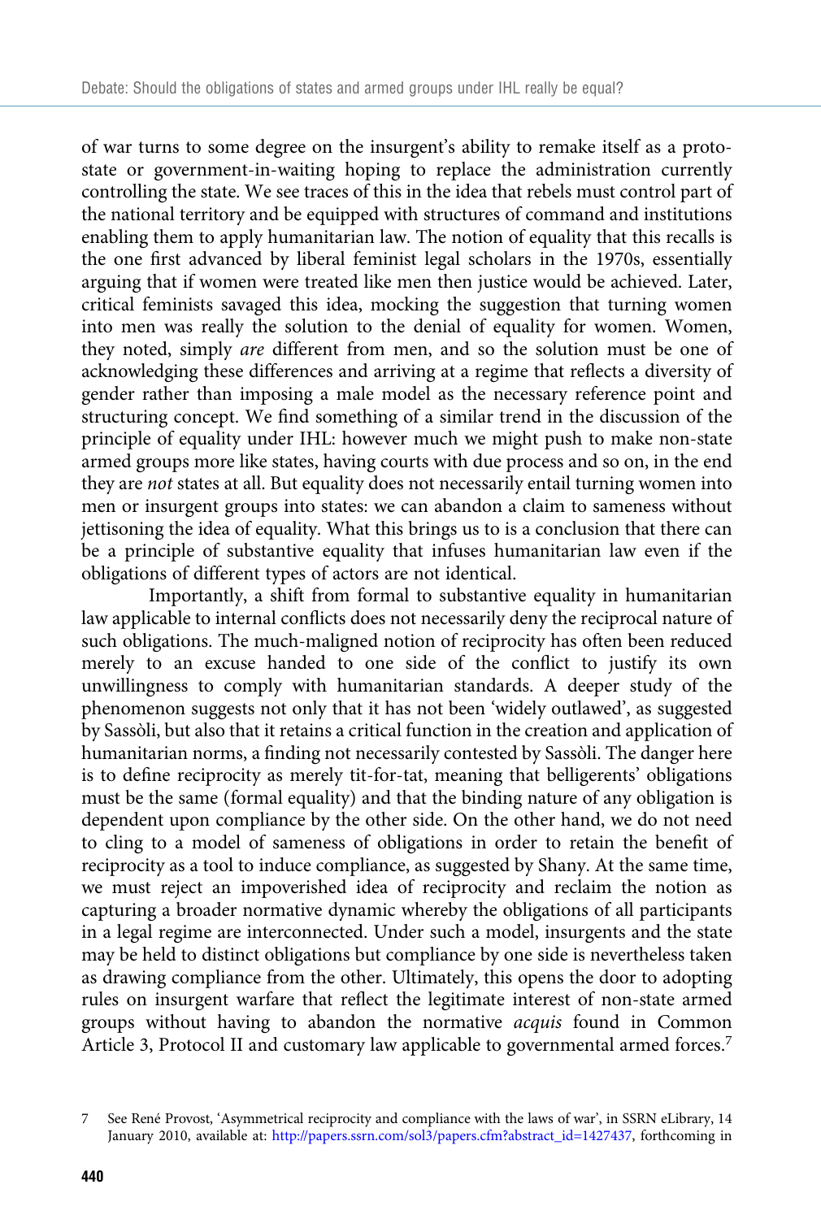of war turns to some degree on the insurgent's ability to remake itself as a proto-state or government-in-waiting hoping to replace the administration currently controlling the state. We see traces of this in the idea that rebels must control part of the national territory and be equipped with structures of command and institutions enabling them to apply humanitarian law. The notion of equality that this recalls is the one first advanced by liberal feminist legal scholars in the 1970s, essentially arguing that if women were treated like men then justice would be achieved. Later, critical feminists savaged this idea, mocking the suggestion that turning women into men was really the solution to the denial of equality for women. Women, they noted, simply *are* different from men, and so the solution must be one of acknowledging these differences and arriving at a regime that reflects a diversity of gender rather than imposing a male model as the necessary reference point and structuring concept. We find something of a similar trend in the discussion of the principle of equality under IHL: however much we might push to make non-state armed groups more like states, having courts with due process and so on, in the end they are *not* states at all. But equality does not necessarily entail turning women into men or insurgent groups into states: we can abandon a claim to sameness without jettisoning the idea of equality. What this brings us to is a conclusion that there can be a principle of substantive equality that infuses humanitarian law even if the obligations of different types of actors are not identical.

Importantly, a shift from formal to substantive equality in humanitarian law applicable to internal conflicts does not necessarily deny the reciprocal nature of such obligations. The much-maligned notion of reciprocity has often been reduced merely to an excuse handed to one side of the conflict to justify its own unwillingness to comply with humanitarian standards. A deeper study of the phenomenon suggests not only that it has not been 'widely outlawed', as suggested by Sassòli, but also that it retains a critical function in the creation and application of humanitarian norms, a finding not necessarily contested by Sassòli. The danger here is to define reciprocity as merely tit-for-tat, meaning that belligerents' obligations must be the same (formal equality) and that the binding nature of any obligation is dependent upon compliance by the other side. On the other hand, we do not need to cling to a model of sameness of obligations in order to retain the benefit of reciprocity as a tool to induce compliance, as suggested by Shany. At the same time, we must reject an impoverished idea of reciprocity and reclaim the notion as capturing a broader normative dynamic whereby the obligations of all participants in a legal regime are interconnected. Under such a model, insurgents and the state may be held to distinct obligations but compliance by one side is nevertheless taken as drawing compliance from the other. Ultimately, this opens the door to adopting rules on insurgent warfare that reflect the legitimate interest of non-state armed groups without having to abandon the normative *acquis* found in Common Article 3, Protocol II and customary law applicable to governmental armed forces.[7]

7 See René Provost, 'Asymmetrical reciprocity and compliance with the laws of war', in SSRN eLibrary, 14 January 2010, available at: http://papers.ssrn.com/sol3/papers.cfm?abstract_id=1427437, forthcoming in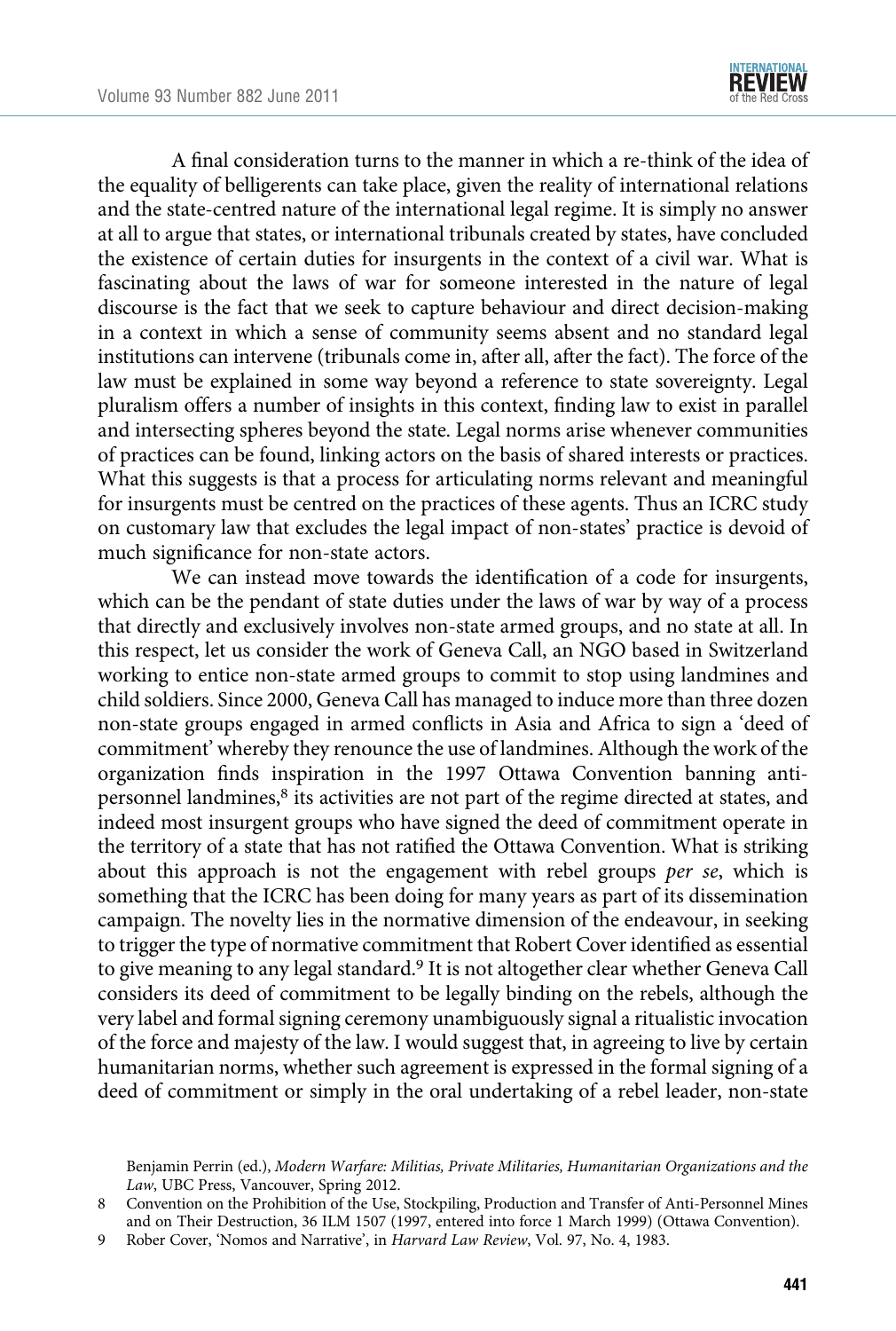A final consideration turns to the manner in which a re-think of the idea of the equality of belligerents can take place, given the reality of international relations and the state-centred nature of the international legal regime. It is simply no answer at all to argue that states, or international tribunals created by states, have concluded the existence of certain duties for insurgents in the context of a civil war. What is fascinating about the laws of war for someone interested in the nature of legal discourse is the fact that we seek to capture behaviour and direct decision-making in a context in which a sense of community seems absent and no standard legal institutions can intervene (tribunals come in, after all, after the fact). The force of the law must be explained in some way beyond a reference to state sovereignty. Legal pluralism offers a number of insights in this context, finding law to exist in parallel and intersecting spheres beyond the state. Legal norms arise whenever communities of practices can be found, linking actors on the basis of shared interests or practices. What this suggests is that a process for articulating norms relevant and meaningful for insurgents must be centred on the practices of these agents. Thus an ICRC study on customary law that excludes the legal impact of non-states' practice is devoid of much significance for non-state actors.

We can instead move towards the identification of a code for insurgents, which can be the pendant of state duties under the laws of war by way of a process that directly and exclusively involves non-state armed groups, and no state at all. In this respect, let us consider the work of Geneva Call, an NGO based in Switzerland working to entice non-state armed groups to commit to stop using landmines and child soldiers. Since 2000, Geneva Call has managed to induce more than three dozen non-state groups engaged in armed conflicts in Asia and Africa to sign a 'deed of commitment' whereby they renounce the use of landmines. Although the work of the organization finds inspiration in the 1997 Ottawa Convention banning anti-personnel landmines,[8] its activities are not part of the regime directed at states, and indeed most insurgent groups who have signed the deed of commitment operate in the territory of a state that has not ratified the Ottawa Convention. What is striking about this approach is not the engagement with rebel groups *per se*, which is something that the ICRC has been doing for many years as part of its dissemination campaign. The novelty lies in the normative dimension of the endeavour, in seeking to trigger the type of normative commitment that Robert Cover identified as essential to give meaning to any legal standard.[9] It is not altogether clear whether Geneva Call considers its deed of commitment to be legally binding on the rebels, although the very label and formal signing ceremony unambiguously signal a ritualistic invocation of the force and majesty of the law. I would suggest that, in agreeing to live by certain humanitarian norms, whether such agreement is expressed in the formal signing of a deed of commitment or simply in the oral undertaking of a rebel leader, non-state

Benjamin Perrin (ed.), *Modern Warfare: Militias, Private Militaries, Humanitarian Organizations and the Law*, UBC Press, Vancouver, Spring 2012.

8 Convention on the Prohibition of the Use, Stockpiling, Production and Transfer of Anti-Personnel Mines and on Their Destruction, 36 ILM 1507 (1997, entered into force 1 March 1999) (Ottawa Convention).

9 Rober Cover, 'Nomos and Narrative', in *Harvard Law Review*, Vol. 97, No. 4, 1983.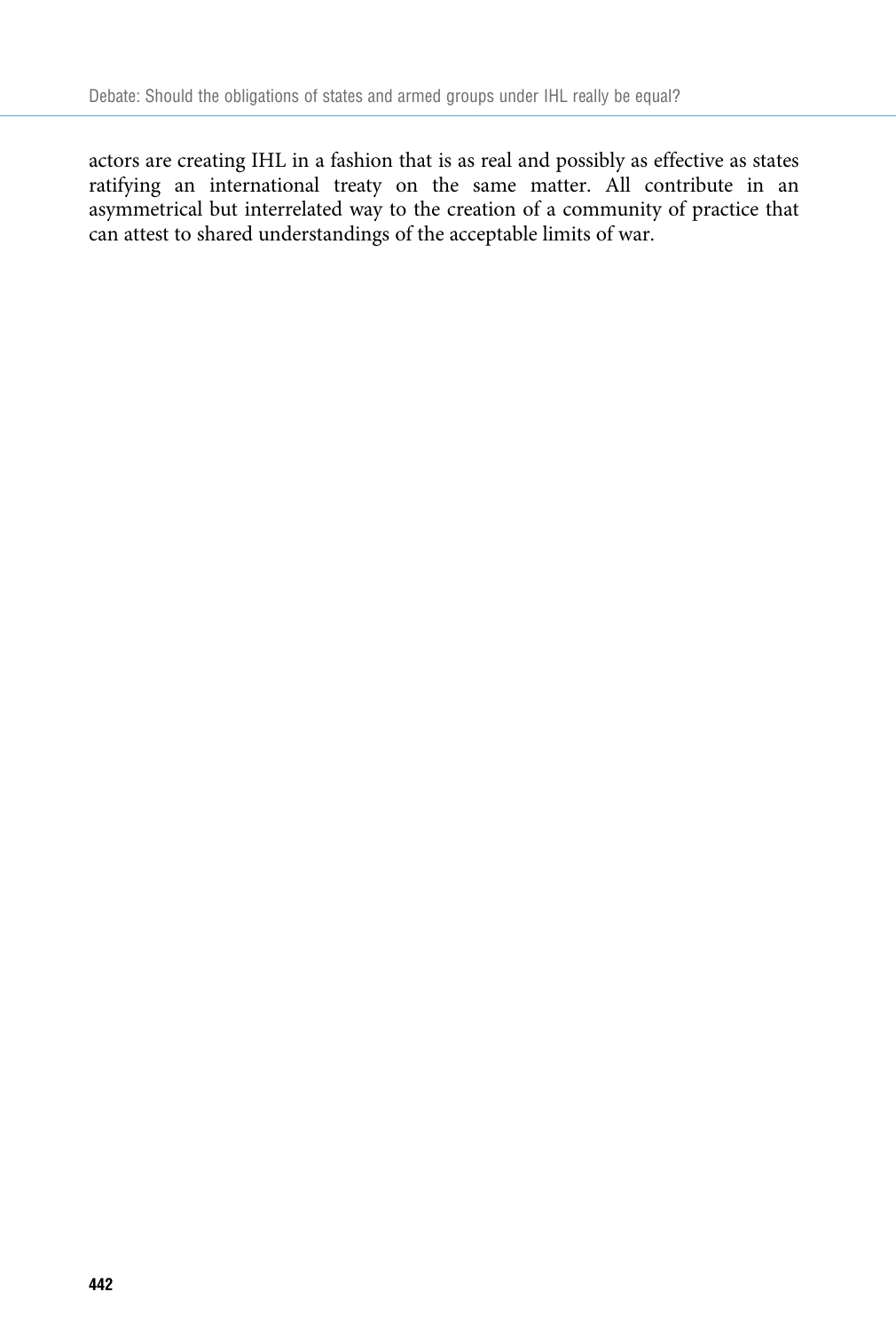actors are creating IHL in a fashion that is as real and possibly as effective as states ratifying an international treaty on the same matter. All contribute in an asymmetrical but interrelated way to the creation of a community of practice that can attest to shared understandings of the acceptable limits of war.